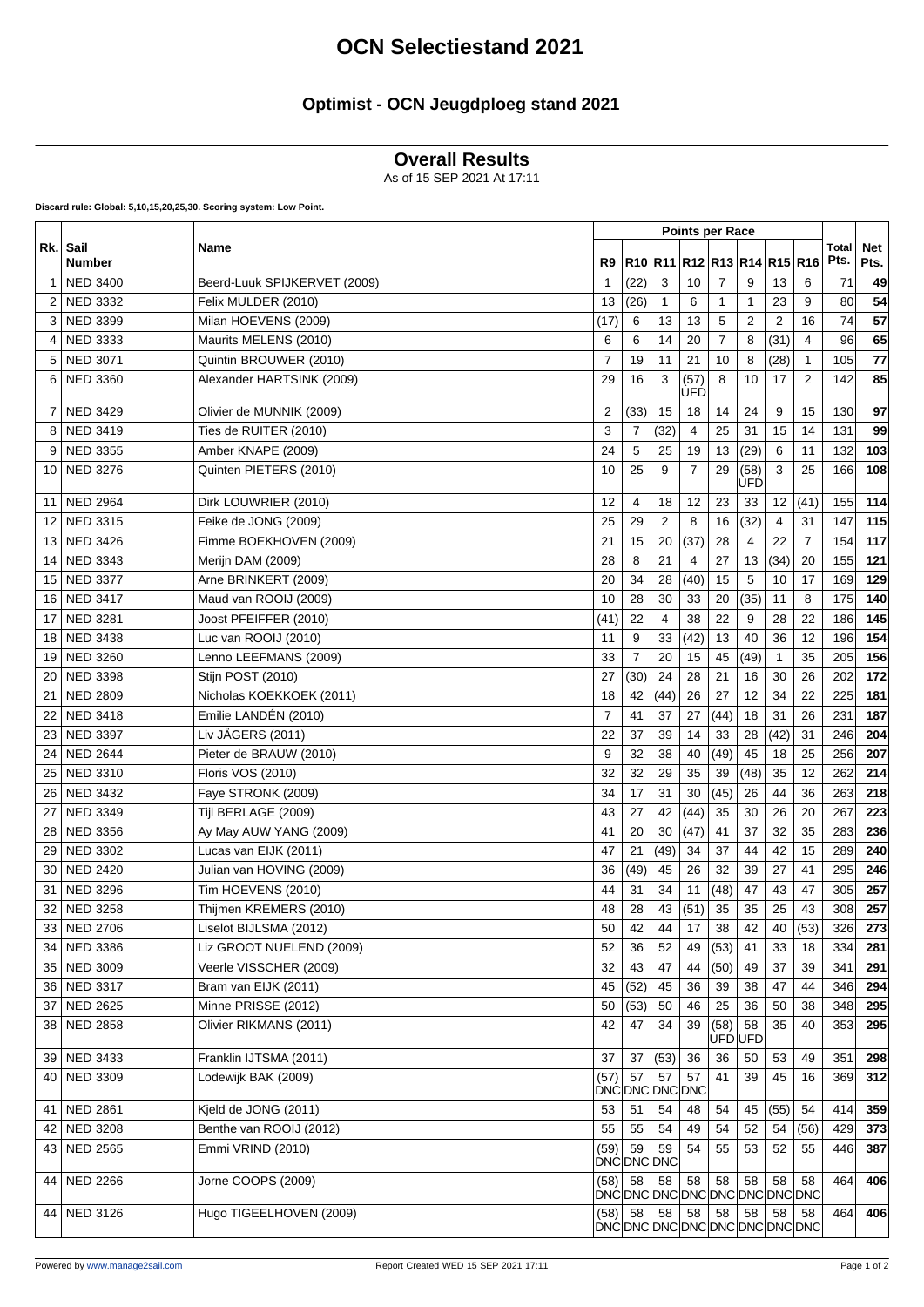# OCN Selectiestand 2021

## Optimist - OCN Jeugdploeg stand 2021

## Overall Results

As of 15 SEP 2021 At 17:11

**Discard rule: Global: 5,10,15,20,25,30. Scoring system: Low Point.**

| Rk. | Sail Number | Name | Points per Race | | | | | | | | Total Pts. | Net Pts. |
|---|---|---|---|---|---|---|---|---|---|---|---|---|
| | | | R9 | R10 | R11 | R12 | R13 | R14 | R15 | R16 | | |
| 1 | NED 3400 | Beerd-Luuk SPIJKERVET (2009) | 1 | (22) | 3 | 10 | 7 | 9 | 13 | 6 | 71 | **49** |
| 2 | NED 3332 | Felix MULDER (2010) | 13 | (26) | 1 | 6 | 1 | 1 | 23 | 9 | 80 | **54** |
| 3 | NED 3399 | Milan HOEVENS (2009) | (17) | 6 | 13 | 13 | 5 | 2 | 2 | 16 | 74 | **57** |
| 4 | NED 3333 | Maurits MELENS (2010) | 6 | 6 | 14 | 20 | 7 | 8 | (31) | 4 | 96 | **65** |
| 5 | NED 3071 | Quintin BROUWER (2010) | 7 | 19 | 11 | 21 | 10 | 8 | (28) | 1 | 105 | **77** |
| 6 | NED 3360 | Alexander HARTSINK (2009) | 29 | 16 | 3 | (57) UFD | 8 | 10 | 17 | 2 | 142 | **85** |
| 7 | NED 3429 | Olivier de MUNNIK (2009) | 2 | (33) | 15 | 18 | 14 | 24 | 9 | 15 | 130 | **97** |
| 8 | NED 3419 | Ties de RUITER (2010) | 3 | 7 | (32) | 4 | 25 | 31 | 15 | 14 | 131 | **99** |
| 9 | NED 3355 | Amber KNAPE (2009) | 24 | 5 | 25 | 19 | 13 | (29) | 6 | 11 | 132 | **103** |
| 10 | NED 3276 | Quinten PIETERS (2010) | 10 | 25 | 9 | 7 | 29 | (58) UFD | 3 | 25 | 166 | **108** |
| 11 | NED 2964 | Dirk LOUWRIER (2010) | 12 | 4 | 18 | 12 | 23 | 33 | 12 | (41) | 155 | **114** |
| 12 | NED 3315 | Feike de JONG (2009) | 25 | 29 | 2 | 8 | 16 | (32) | 4 | 31 | 147 | **115** |
| 13 | NED 3426 | Fimme BOEKHOVEN (2009) | 21 | 15 | 20 | (37) | 28 | 4 | 22 | 7 | 154 | **117** |
| 14 | NED 3343 | Merijn DAM (2009) | 28 | 8 | 21 | 4 | 27 | 13 | (34) | 20 | 155 | **121** |
| 15 | NED 3377 | Arne BRINKERT (2009) | 20 | 34 | 28 | (40) | 15 | 5 | 10 | 17 | 169 | **129** |
| 16 | NED 3417 | Maud van ROOIJ (2009) | 10 | 28 | 30 | 33 | 20 | (35) | 11 | 8 | 175 | **140** |
| 17 | NED 3281 | Joost PFEIFFER (2010) | (41) | 22 | 4 | 38 | 22 | 9 | 28 | 22 | 186 | **145** |
| 18 | NED 3438 | Luc van ROOIJ (2010) | 11 | 9 | 33 | (42) | 13 | 40 | 36 | 12 | 196 | **154** |
| 19 | NED 3260 | Lenno LEEFMANS (2009) | 33 | 7 | 20 | 15 | 45 | (49) | 1 | 35 | 205 | **156** |
| 20 | NED 3398 | Stijn POST (2010) | 27 | (30) | 24 | 28 | 21 | 16 | 30 | 26 | 202 | **172** |
| 21 | NED 2809 | Nicholas KOEKKOEK (2011) | 18 | 42 | (44) | 26 | 27 | 12 | 34 | 22 | 225 | **181** |
| 22 | NED 3418 | Emilie LANDÉN (2010) | 7 | 41 | 37 | 27 | (44) | 18 | 31 | 26 | 231 | **187** |
| 23 | NED 3397 | Liv JÄGERS (2011) | 22 | 37 | 39 | 14 | 33 | 28 | (42) | 31 | 246 | **204** |
| 24 | NED 2644 | Pieter de BRAUW (2010) | 9 | 32 | 38 | 40 | (49) | 45 | 18 | 25 | 256 | **207** |
| 25 | NED 3310 | Floris VOS (2010) | 32 | 32 | 29 | 35 | 39 | (48) | 35 | 12 | 262 | **214** |
| 26 | NED 3432 | Faye STRONK (2009) | 34 | 17 | 31 | 30 | (45) | 26 | 44 | 36 | 263 | **218** |
| 27 | NED 3349 | Tijl BERLAGE (2009) | 43 | 27 | 42 | (44) | 35 | 30 | 26 | 20 | 267 | **223** |
| 28 | NED 3356 | Ay May AUW YANG (2009) | 41 | 20 | 30 | (47) | 41 | 37 | 32 | 35 | 283 | **236** |
| 29 | NED 3302 | Lucas van EIJK (2011) | 47 | 21 | (49) | 34 | 37 | 44 | 42 | 15 | 289 | **240** |
| 30 | NED 2420 | Julian van HOVING (2009) | 36 | (49) | 45 | 26 | 32 | 39 | 27 | 41 | 295 | **246** |
| 31 | NED 3296 | Tim HOEVENS (2010) | 44 | 31 | 34 | 11 | (48) | 47 | 43 | 47 | 305 | **257** |
| 32 | NED 3258 | Thijmen KREMERS (2010) | 48 | 28 | 43 | (51) | 35 | 35 | 25 | 43 | 308 | **257** |
| 33 | NED 2706 | Liselot BIJLSMA (2012) | 50 | 42 | 44 | 17 | 38 | 42 | 40 | (53) | 326 | **273** |
| 34 | NED 3386 | Liz GROOT NUELEND (2009) | 52 | 36 | 52 | 49 | (53) | 41 | 33 | 18 | 334 | **281** |
| 35 | NED 3009 | Veerle VISSCHER (2009) | 32 | 43 | 47 | 44 | (50) | 49 | 37 | 39 | 341 | **291** |
| 36 | NED 3317 | Bram van EIJK (2011) | 45 | (52) | 45 | 36 | 39 | 38 | 47 | 44 | 346 | **294** |
| 37 | NED 2625 | Minne PRISSE (2012) | 50 | (53) | 50 | 46 | 25 | 36 | 50 | 38 | 348 | **295** |
| 38 | NED 2858 | Olivier RIKMANS (2011) | 42 | 47 | 34 | 39 | (58) UFD | 58 UFD | 35 | 40 | 353 | **295** |
| 39 | NED 3433 | Franklin IJTSMA (2011) | 37 | 37 | (53) | 36 | 36 | 50 | 53 | 49 | 351 | **298** |
| 40 | NED 3309 | Lodewijk BAK (2009) | (57) DNC | 57 DNC | 57 DNC | 57 DNC | 41 | 39 | 45 | 16 | 369 | **312** |
| 41 | NED 2861 | Kjeld de JONG (2011) | 53 | 51 | 54 | 48 | 54 | 45 | (55) | 54 | 414 | **359** |
| 42 | NED 3208 | Benthe van ROOIJ (2012) | 55 | 55 | 54 | 49 | 54 | 52 | 54 | (56) | 429 | **373** |
| 43 | NED 2565 | Emmi VRIND (2010) | (59) DNC | 59 DNC | 59 DNC | 54 | 55 | 53 | 52 | 55 | 446 | **387** |
| 44 | NED 2266 | Jorne COOPS (2009) | (58) DNC | 58 DNC | 58 DNC | 58 DNC | 58 DNC | 58 DNC | 58 DNC | 58 DNC | 464 | **406** |
| 44 | NED 3126 | Hugo TIGEELHOVEN (2009) | (58) DNC | 58 DNC | 58 DNC | 58 DNC | 58 DNC | 58 DNC | 58 DNC | 58 DNC | 464 | **406** |

Powered by www.manage2sail.com | Report Created WED 15 SEP 2021 17:11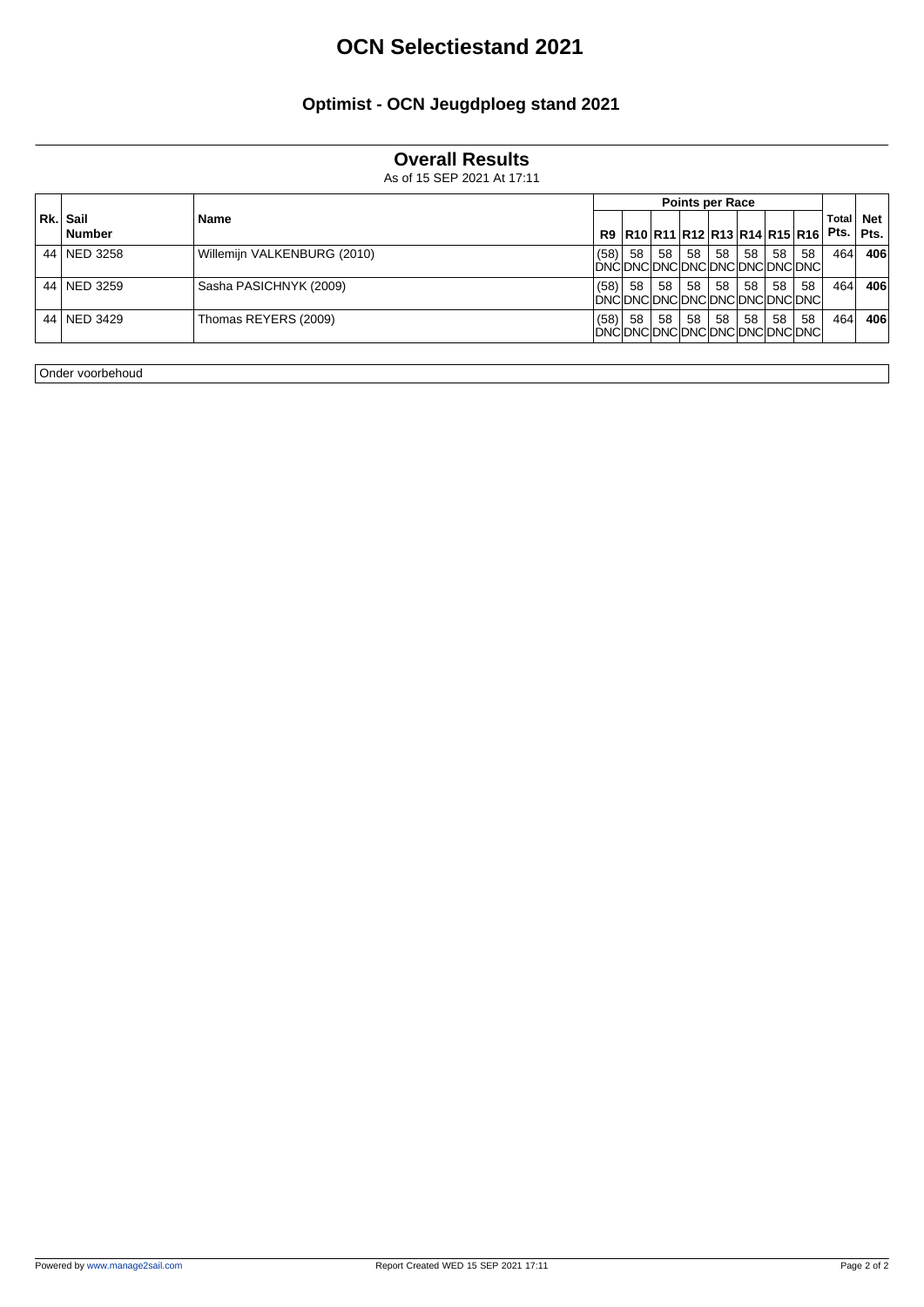# OCN Selectiestand 2021

## Optimist - OCN Jeugdploeg stand 2021

### Overall Results

As of 15 SEP 2021 At 17:11

| Rk. | Sail Number | Name | Points per Race | | | | | | | | Total Pts. | Net Pts. |
|---|---|---|---|---|---|---|---|---|---|---|---|---|
| | | | R9 | R10 | R11 | R12 | R13 | R14 | R15 | R16 | | |
| 44 | NED 3258 | Willemijn VALKENBURG (2010) | (58) DNC | 58 DNC | 58 DNC | 58 DNC | 58 DNC | 58 DNC | 58 DNC | 58 DNC | 464 | **406** |
| 44 | NED 3259 | Sasha PASICHNYK (2009) | (58) DNC | 58 DNC | 58 DNC | 58 DNC | 58 DNC | 58 DNC | 58 DNC | 58 DNC | 464 | **406** |
| 44 | NED 3429 | Thomas REYERS (2009) | (58) DNC | 58 DNC | 58 DNC | 58 DNC | 58 DNC | 58 DNC | 58 DNC | 58 DNC | 464 | **406** |

Onder voorbehoud